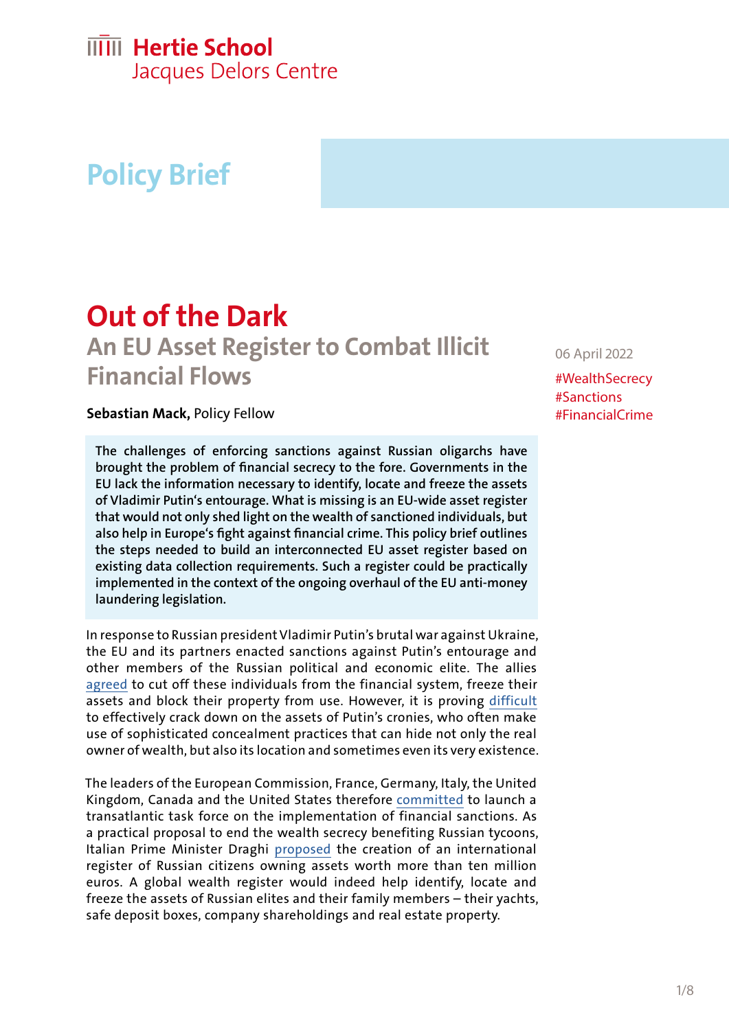Hertie School
Jacques Delors Centre

Policy Brief

# Out of the Dark

## An EU Asset Register to Combat Illicit Financial Flows

**Sebastian Mack,** Policy Fellow

06 April 2022

#WealthSecrecy
#Sanctions
#FinancialCrime

**The challenges of enforcing sanctions against Russian oligarchs have brought the problem of financial secrecy to the fore. Governments in the EU lack the information necessary to identify, locate and freeze the assets of Vladimir Putin's entourage. What is missing is an EU-wide asset register that would not only shed light on the wealth of sanctioned individuals, but also help in Europe's fight against financial crime. This policy brief outlines the steps needed to build an interconnected EU asset register based on existing data collection requirements. Such a register could be practically implemented in the context of the ongoing overhaul of the EU anti-money laundering legislation.**

In response to Russian president Vladimir Putin's brutal war against Ukraine, the EU and its partners enacted sanctions against Putin's entourage and other members of the Russian political and economic elite. The allies agreed to cut off these individuals from the financial system, freeze their assets and block their property from use. However, it is proving difficult to effectively crack down on the assets of Putin's cronies, who often make use of sophisticated concealment practices that can hide not only the real owner of wealth, but also its location and sometimes even its very existence.

The leaders of the European Commission, France, Germany, Italy, the United Kingdom, Canada and the United States therefore committed to launch a transatlantic task force on the implementation of financial sanctions. As a practical proposal to end the wealth secrecy benefiting Russian tycoons, Italian Prime Minister Draghi proposed the creation of an international register of Russian citizens owning assets worth more than ten million euros. A global wealth register would indeed help identify, locate and freeze the assets of Russian elites and their family members – their yachts, safe deposit boxes, company shareholdings and real estate property.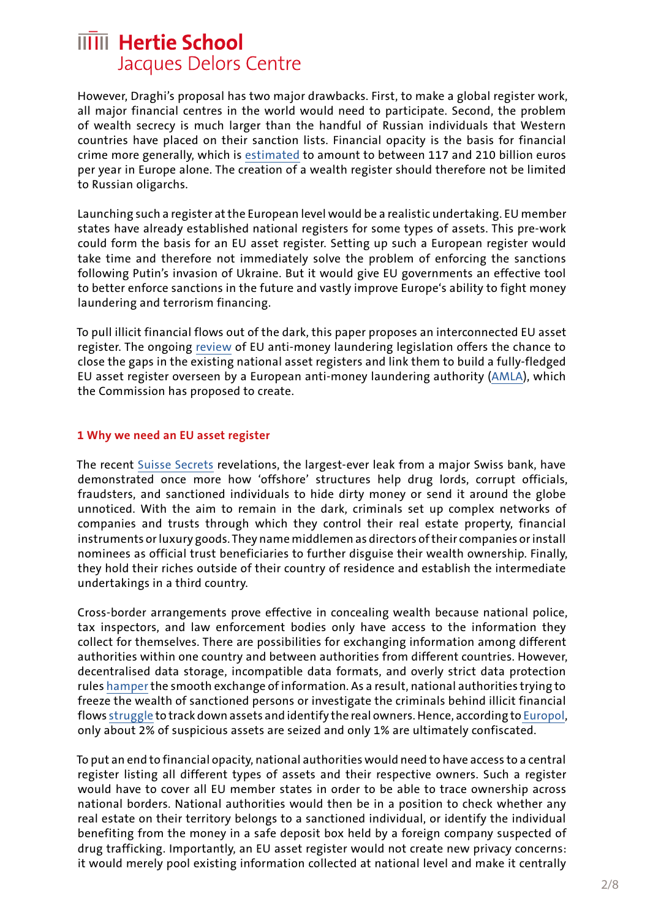However, Draghi's proposal has two major drawbacks. First, to make a global register work, all major financial centres in the world would need to participate. Second, the problem of wealth secrecy is much larger than the handful of Russian individuals that Western countries have placed on their sanction lists. Financial opacity is the basis for financial crime more generally, which is estimated to amount to between 117 and 210 billion euros per year in Europe alone. The creation of a wealth register should therefore not be limited to Russian oligarchs.

Launching such a register at the European level would be a realistic undertaking. EU member states have already established national registers for some types of assets. This pre-work could form the basis for an EU asset register. Setting up such a European register would take time and therefore not immediately solve the problem of enforcing the sanctions following Putin's invasion of Ukraine. But it would give EU governments an effective tool to better enforce sanctions in the future and vastly improve Europe's ability to fight money laundering and terrorism financing.

To pull illicit financial flows out of the dark, this paper proposes an interconnected EU asset register. The ongoing review of EU anti-money laundering legislation offers the chance to close the gaps in the existing national asset registers and link them to build a fully-fledged EU asset register overseen by a European anti-money laundering authority (AMLA), which the Commission has proposed to create.

## 1 Why we need an EU asset register

The recent Suisse Secrets revelations, the largest-ever leak from a major Swiss bank, have demonstrated once more how 'offshore' structures help drug lords, corrupt officials, fraudsters, and sanctioned individuals to hide dirty money or send it around the globe unnoticed. With the aim to remain in the dark, criminals set up complex networks of companies and trusts through which they control their real estate property, financial instruments or luxury goods. They name middlemen as directors of their companies or install nominees as official trust beneficiaries to further disguise their wealth ownership. Finally, they hold their riches outside of their country of residence and establish the intermediate undertakings in a third country.

Cross-border arrangements prove effective in concealing wealth because national police, tax inspectors, and law enforcement bodies only have access to the information they collect for themselves. There are possibilities for exchanging information among different authorities within one country and between authorities from different countries. However, decentralised data storage, incompatible data formats, and overly strict data protection rules hamper the smooth exchange of information. As a result, national authorities trying to freeze the wealth of sanctioned persons or investigate the criminals behind illicit financial flows struggle to track down assets and identify the real owners. Hence, according to Europol, only about 2% of suspicious assets are seized and only 1% are ultimately confiscated.

To put an end to financial opacity, national authorities would need to have access to a central register listing all different types of assets and their respective owners. Such a register would have to cover all EU member states in order to be able to trace ownership across national borders. National authorities would then be in a position to check whether any real estate on their territory belongs to a sanctioned individual, or identify the individual benefiting from the money in a safe deposit box held by a foreign company suspected of drug trafficking. Importantly, an EU asset register would not create new privacy concerns: it would merely pool existing information collected at national level and make it centrally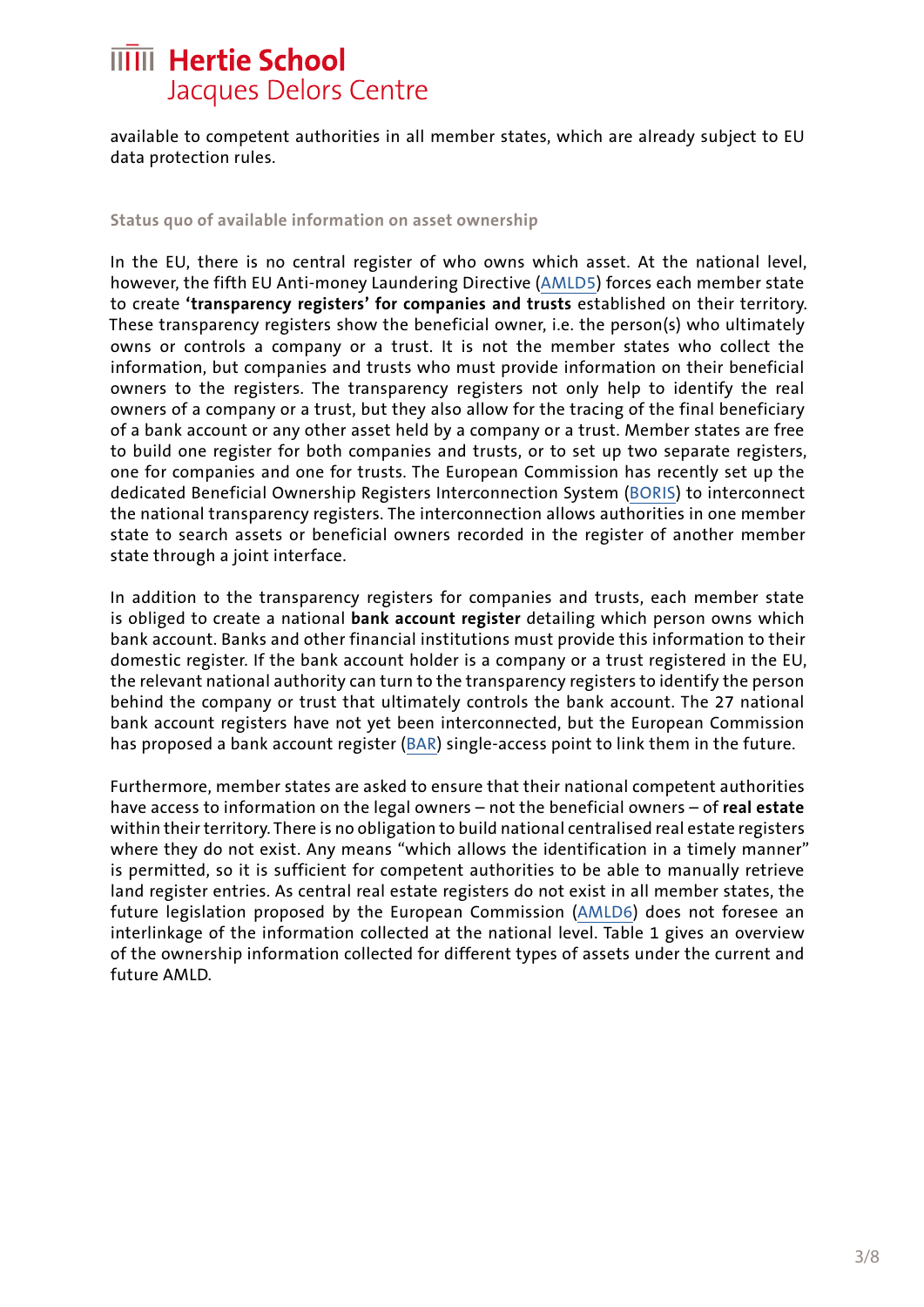available to competent authorities in all member states, which are already subject to EU data protection rules.

### Status quo of available information on asset ownership

In the EU, there is no central register of who owns which asset. At the national level, however, the fifth EU Anti-money Laundering Directive (AMLD5) forces each member state to create **'transparency registers' for companies and trusts** established on their territory. These transparency registers show the beneficial owner, i.e. the person(s) who ultimately owns or controls a company or a trust. It is not the member states who collect the information, but companies and trusts who must provide information on their beneficial owners to the registers. The transparency registers not only help to identify the real owners of a company or a trust, but they also allow for the tracing of the final beneficiary of a bank account or any other asset held by a company or a trust. Member states are free to build one register for both companies and trusts, or to set up two separate registers, one for companies and one for trusts. The European Commission has recently set up the dedicated Beneficial Ownership Registers Interconnection System (BORIS) to interconnect the national transparency registers. The interconnection allows authorities in one member state to search assets or beneficial owners recorded in the register of another member state through a joint interface.

In addition to the transparency registers for companies and trusts, each member state is obliged to create a national **bank account register** detailing which person owns which bank account. Banks and other financial institutions must provide this information to their domestic register. If the bank account holder is a company or a trust registered in the EU, the relevant national authority can turn to the transparency registers to identify the person behind the company or trust that ultimately controls the bank account. The 27 national bank account registers have not yet been interconnected, but the European Commission has proposed a bank account register (BAR) single-access point to link them in the future.

Furthermore, member states are asked to ensure that their national competent authorities have access to information on the legal owners – not the beneficial owners – of **real estate** within their territory. There is no obligation to build national centralised real estate registers where they do not exist. Any means "which allows the identification in a timely manner" is permitted, so it is sufficient for competent authorities to be able to manually retrieve land register entries. As central real estate registers do not exist in all member states, the future legislation proposed by the European Commission (AMLD6) does not foresee an interlinkage of the information collected at the national level. Table 1 gives an overview of the ownership information collected for different types of assets under the current and future AMLD.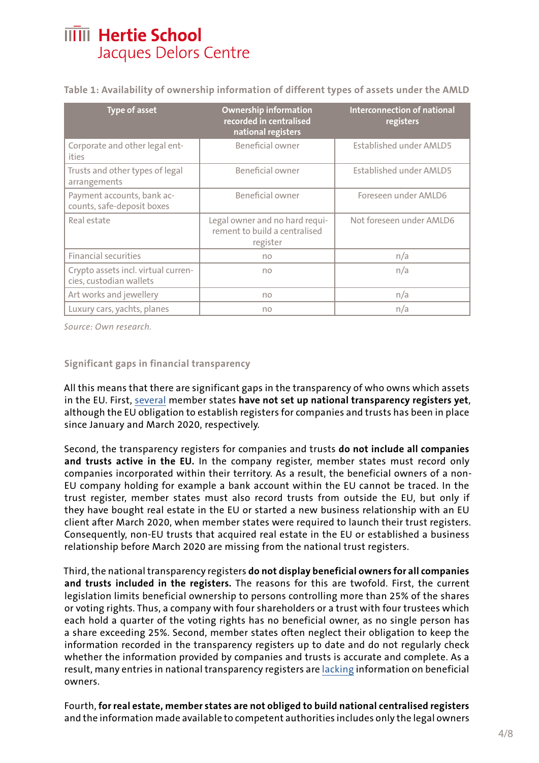**Table 1: Availability of ownership information of different types of assets under the AMLD**

| Type of asset | Ownership information recorded in centralised national registers | Interconnection of national registers |
|---|---|---|
| Corporate and other legal entities | Beneficial owner | Established under AMLD5 |
| Trusts and other types of legal arrangements | Beneficial owner | Established under AMLD5 |
| Payment accounts, bank accounts, safe-deposit boxes | Beneficial owner | Foreseen under AMLD6 |
| Real estate | Legal owner and no hard requirement to build a centralised register | Not foreseen under AMLD6 |
| Financial securities | no | n/a |
| Crypto assets incl. virtual currencies, custodian wallets | no | n/a |
| Art works and jewellery | no | n/a |
| Luxury cars, yachts, planes | no | n/a |

*Source: Own research.*

### Significant gaps in financial transparency

All this means that there are significant gaps in the transparency of who owns which assets in the EU. First, several member states **have not set up national transparency registers yet**, although the EU obligation to establish registers for companies and trusts has been in place since January and March 2020, respectively.

Second, the transparency registers for companies and trusts **do not include all companies and trusts active in the EU.** In the company register, member states must record only companies incorporated within their territory. As a result, the beneficial owners of a non-EU company holding for example a bank account within the EU cannot be traced. In the trust register, member states must also record trusts from outside the EU, but only if they have bought real estate in the EU or started a new business relationship with an EU client after March 2020, when member states were required to launch their trust registers. Consequently, non-EU trusts that acquired real estate in the EU or established a business relationship before March 2020 are missing from the national trust registers.

Third, the national transparency registers **do not display beneficial owners for all companies and trusts included in the registers.** The reasons for this are twofold. First, the current legislation limits beneficial ownership to persons controlling more than 25% of the shares or voting rights. Thus, a company with four shareholders or a trust with four trustees which each hold a quarter of the voting rights has no beneficial owner, as no single person has a share exceeding 25%. Second, member states often neglect their obligation to keep the information recorded in the transparency registers up to date and do not regularly check whether the information provided by companies and trusts is accurate and complete. As a result, many entries in national transparency registers are lacking information on beneficial owners.

Fourth, **for real estate, member states are not obliged to build national centralised registers** and the information made available to competent authorities includes only the legal owners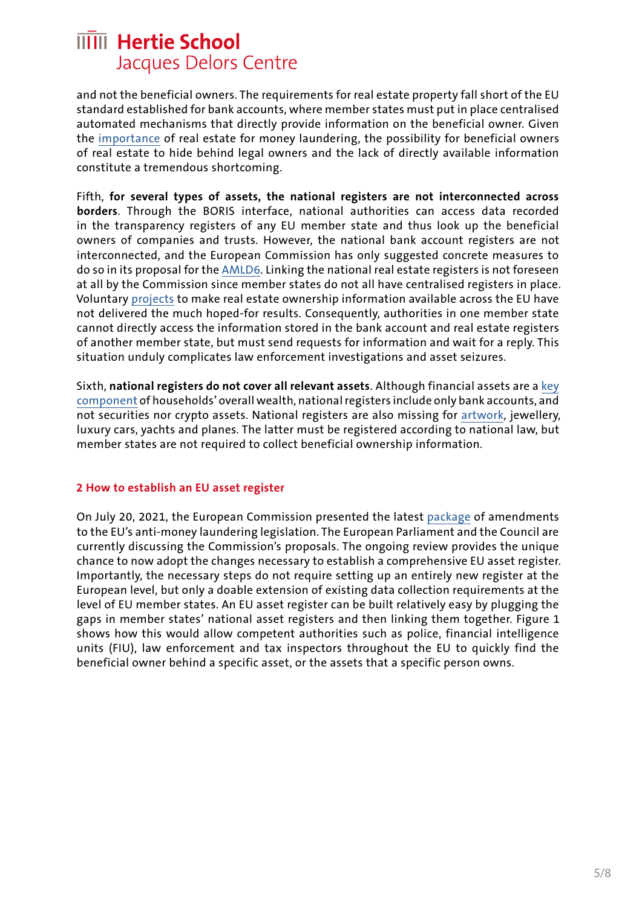and not the beneficial owners. The requirements for real estate property fall short of the EU standard established for bank accounts, where member states must put in place centralised automated mechanisms that directly provide information on the beneficial owner. Given the importance of real estate for money laundering, the possibility for beneficial owners of real estate to hide behind legal owners and the lack of directly available information constitute a tremendous shortcoming.

Fifth, **for several types of assets, the national registers are not interconnected across borders**. Through the BORIS interface, national authorities can access data recorded in the transparency registers of any EU member state and thus look up the beneficial owners of companies and trusts. However, the national bank account registers are not interconnected, and the European Commission has only suggested concrete measures to do so in its proposal for the AMLD6. Linking the national real estate registers is not foreseen at all by the Commission since member states do not all have centralised registers in place. Voluntary projects to make real estate ownership information available across the EU have not delivered the much hoped-for results. Consequently, authorities in one member state cannot directly access the information stored in the bank account and real estate registers of another member state, but must send requests for information and wait for a reply. This situation unduly complicates law enforcement investigations and asset seizures.

Sixth, **national registers do not cover all relevant assets**. Although financial assets are a key component of households' overall wealth, national registers include only bank accounts, and not securities nor crypto assets. National registers are also missing for artwork, jewellery, luxury cars, yachts and planes. The latter must be registered according to national law, but member states are not required to collect beneficial ownership information.

## 2 How to establish an EU asset register

On July 20, 2021, the European Commission presented the latest package of amendments to the EU's anti-money laundering legislation. The European Parliament and the Council are currently discussing the Commission's proposals. The ongoing review provides the unique chance to now adopt the changes necessary to establish a comprehensive EU asset register. Importantly, the necessary steps do not require setting up an entirely new register at the European level, but only a doable extension of existing data collection requirements at the level of EU member states. An EU asset register can be built relatively easy by plugging the gaps in member states' national asset registers and then linking them together. Figure 1 shows how this would allow competent authorities such as police, financial intelligence units (FIU), law enforcement and tax inspectors throughout the EU to quickly find the beneficial owner behind a specific asset, or the assets that a specific person owns.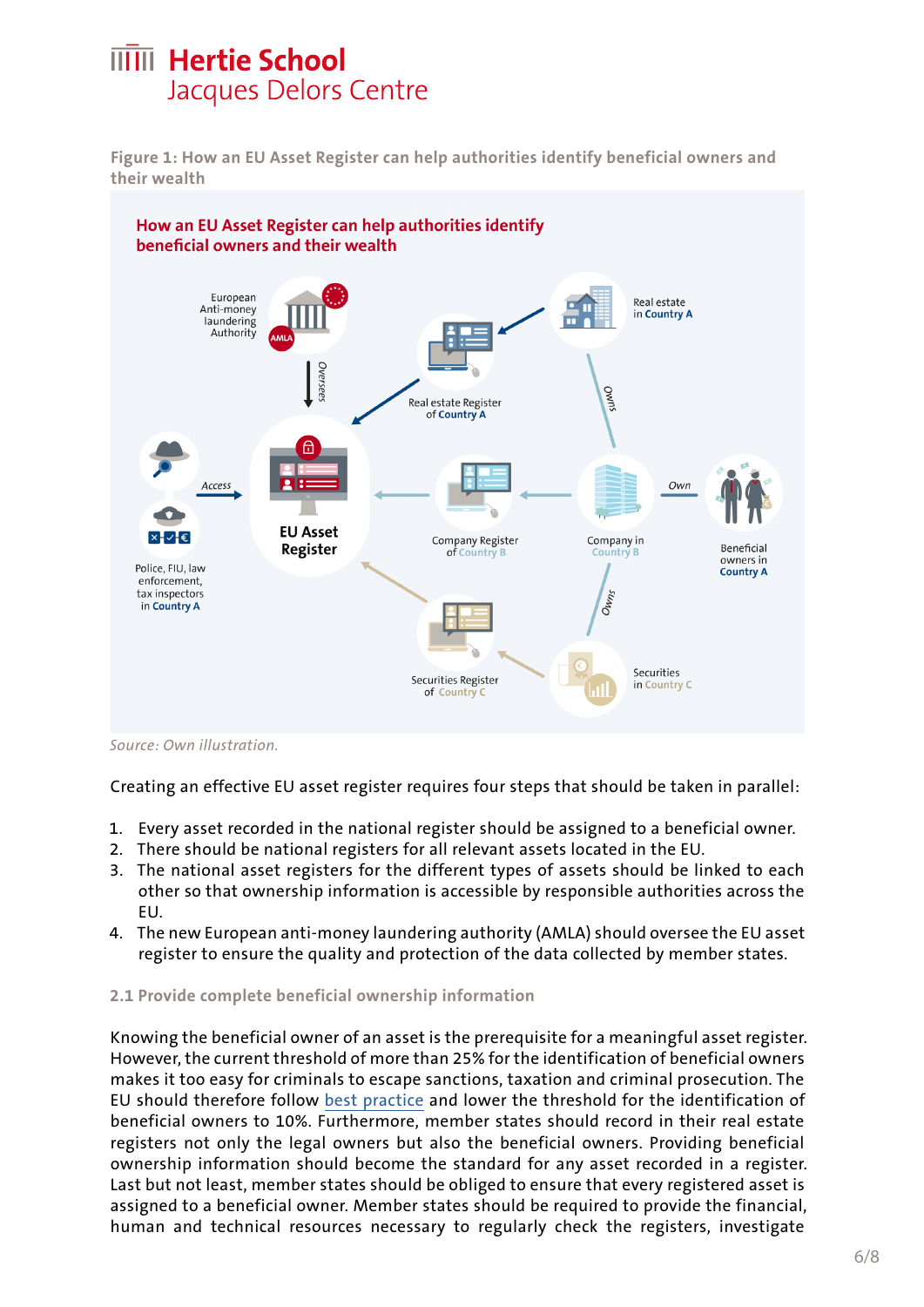**Figure 1: How an EU Asset Register can help authorities identify beneficial owners and their wealth**

*Source: Own illustration.*

Creating an effective EU asset register requires four steps that should be taken in parallel:

1. Every asset recorded in the national register should be assigned to a beneficial owner.
2. There should be national registers for all relevant assets located in the EU.
3. The national asset registers for the different types of assets should be linked to each other so that ownership information is accessible by responsible authorities across the EU.
4. The new European anti-money laundering authority (AMLA) should oversee the EU asset register to ensure the quality and protection of the data collected by member states.

### 2.1 Provide complete beneficial ownership information

Knowing the beneficial owner of an asset is the prerequisite for a meaningful asset register. However, the current threshold of more than 25% for the identification of beneficial owners makes it too easy for criminals to escape sanctions, taxation and criminal prosecution. The EU should therefore follow best practice and lower the threshold for the identification of beneficial owners to 10%. Furthermore, member states should record in their real estate registers not only the legal owners but also the beneficial owners. Providing beneficial ownership information should become the standard for any asset recorded in a register. Last but not least, member states should be obliged to ensure that every registered asset is assigned to a beneficial owner. Member states should be required to provide the financial, human and technical resources necessary to regularly check the registers, investigate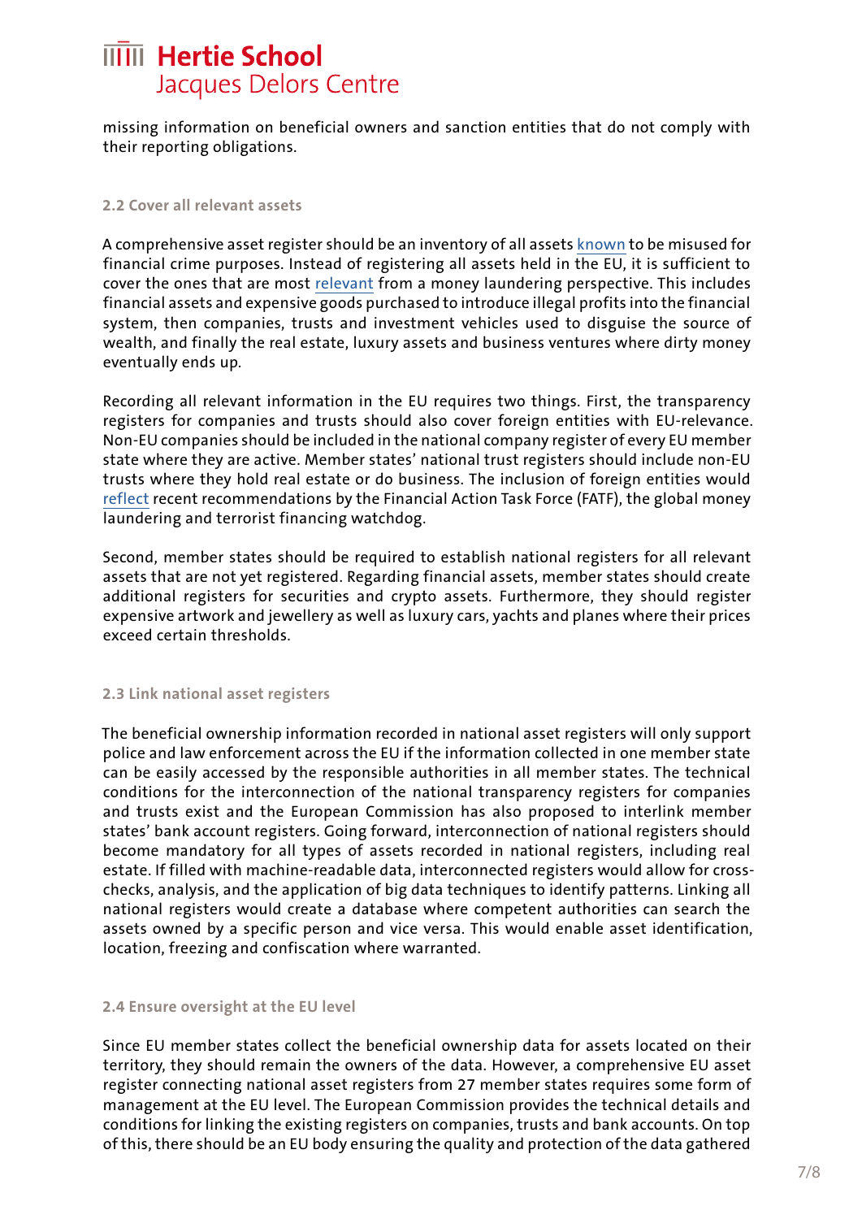missing information on beneficial owners and sanction entities that do not comply with their reporting obligations.

### 2.2 Cover all relevant assets

A comprehensive asset register should be an inventory of all assets known to be misused for financial crime purposes. Instead of registering all assets held in the EU, it is sufficient to cover the ones that are most relevant from a money laundering perspective. This includes financial assets and expensive goods purchased to introduce illegal profits into the financial system, then companies, trusts and investment vehicles used to disguise the source of wealth, and finally the real estate, luxury assets and business ventures where dirty money eventually ends up.

Recording all relevant information in the EU requires two things. First, the transparency registers for companies and trusts should also cover foreign entities with EU-relevance. Non-EU companies should be included in the national company register of every EU member state where they are active. Member states' national trust registers should include non-EU trusts where they hold real estate or do business. The inclusion of foreign entities would reflect recent recommendations by the Financial Action Task Force (FATF), the global money laundering and terrorist financing watchdog.

Second, member states should be required to establish national registers for all relevant assets that are not yet registered. Regarding financial assets, member states should create additional registers for securities and crypto assets. Furthermore, they should register expensive artwork and jewellery as well as luxury cars, yachts and planes where their prices exceed certain thresholds.

### 2.3 Link national asset registers

The beneficial ownership information recorded in national asset registers will only support police and law enforcement across the EU if the information collected in one member state can be easily accessed by the responsible authorities in all member states. The technical conditions for the interconnection of the national transparency registers for companies and trusts exist and the European Commission has also proposed to interlink member states' bank account registers. Going forward, interconnection of national registers should become mandatory for all types of assets recorded in national registers, including real estate. If filled with machine-readable data, interconnected registers would allow for cross-checks, analysis, and the application of big data techniques to identify patterns. Linking all national registers would create a database where competent authorities can search the assets owned by a specific person and vice versa. This would enable asset identification, location, freezing and confiscation where warranted.

### 2.4 Ensure oversight at the EU level

Since EU member states collect the beneficial ownership data for assets located on their territory, they should remain the owners of the data. However, a comprehensive EU asset register connecting national asset registers from 27 member states requires some form of management at the EU level. The European Commission provides the technical details and conditions for linking the existing registers on companies, trusts and bank accounts. On top of this, there should be an EU body ensuring the quality and protection of the data gathered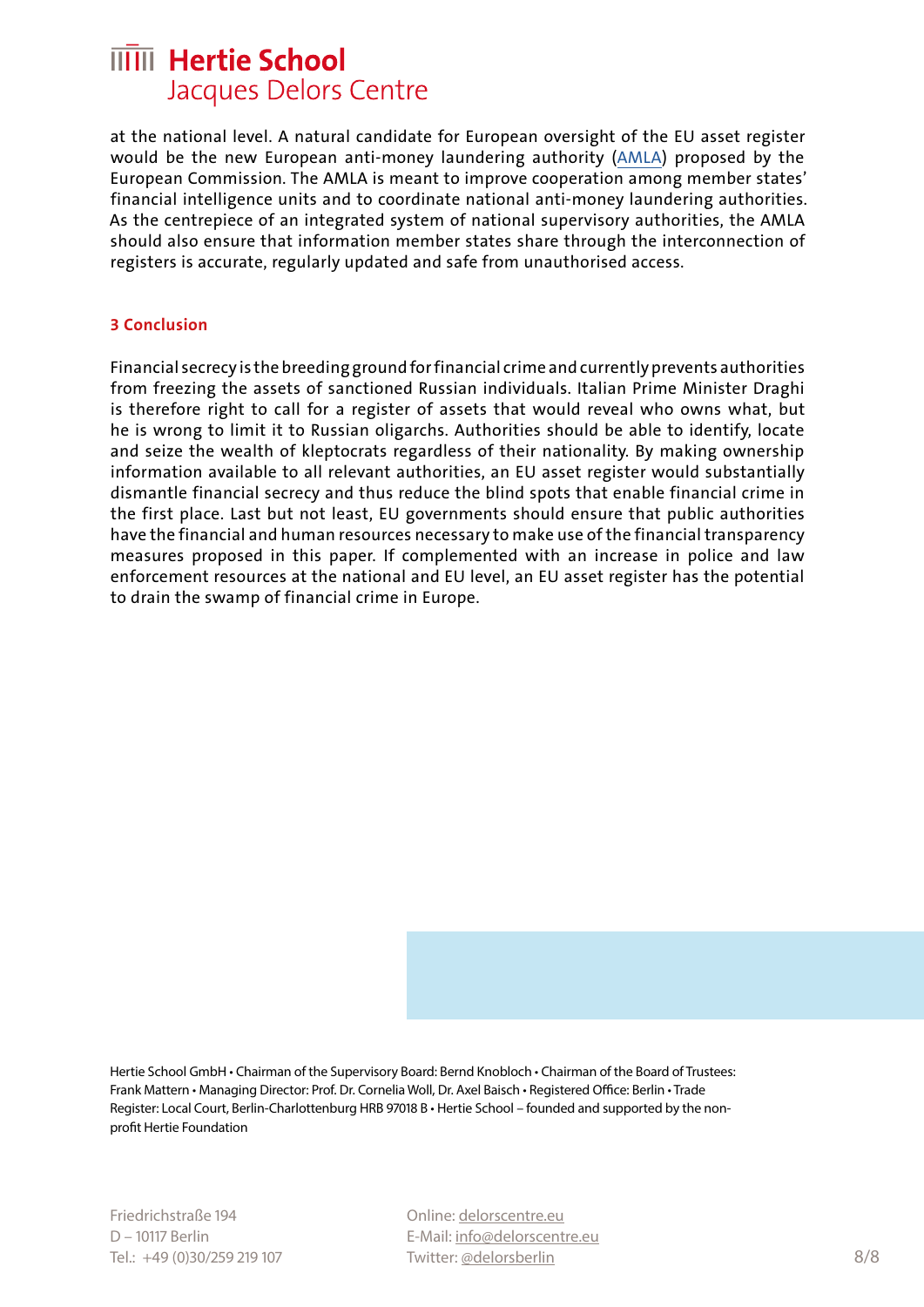at the national level. A natural candidate for European oversight of the EU asset register would be the new European anti-money laundering authority (AMLA) proposed by the European Commission. The AMLA is meant to improve cooperation among member states' financial intelligence units and to coordinate national anti-money laundering authorities. As the centrepiece of an integrated system of national supervisory authorities, the AMLA should also ensure that information member states share through the interconnection of registers is accurate, regularly updated and safe from unauthorised access.

### 3 Conclusion

Financial secrecy is the breeding ground for financial crime and currently prevents authorities from freezing the assets of sanctioned Russian individuals. Italian Prime Minister Draghi is therefore right to call for a register of assets that would reveal who owns what, but he is wrong to limit it to Russian oligarchs. Authorities should be able to identify, locate and seize the wealth of kleptocrats regardless of their nationality. By making ownership information available to all relevant authorities, an EU asset register would substantially dismantle financial secrecy and thus reduce the blind spots that enable financial crime in the first place. Last but not least, EU governments should ensure that public authorities have the financial and human resources necessary to make use of the financial transparency measures proposed in this paper. If complemented with an increase in police and law enforcement resources at the national and EU level, an EU asset register has the potential to drain the swamp of financial crime in Europe.

Hertie School GmbH • Chairman of the Supervisory Board: Bernd Knobloch • Chairman of the Board of Trustees: Frank Mattern • Managing Director: Prof. Dr. Cornelia Woll, Dr. Axel Baisch • Registered Office: Berlin • Trade Register: Local Court, Berlin-Charlottenburg HRB 97018 B • Hertie School – founded and supported by the non-profit Hertie Foundation

Friedrichstraße 194
D – 10117 Berlin
Tel.: +49 (0)30/259 219 107

Online: delorscentre.eu
E-Mail: info@delorscentre.eu
Twitter: @delorsberlin